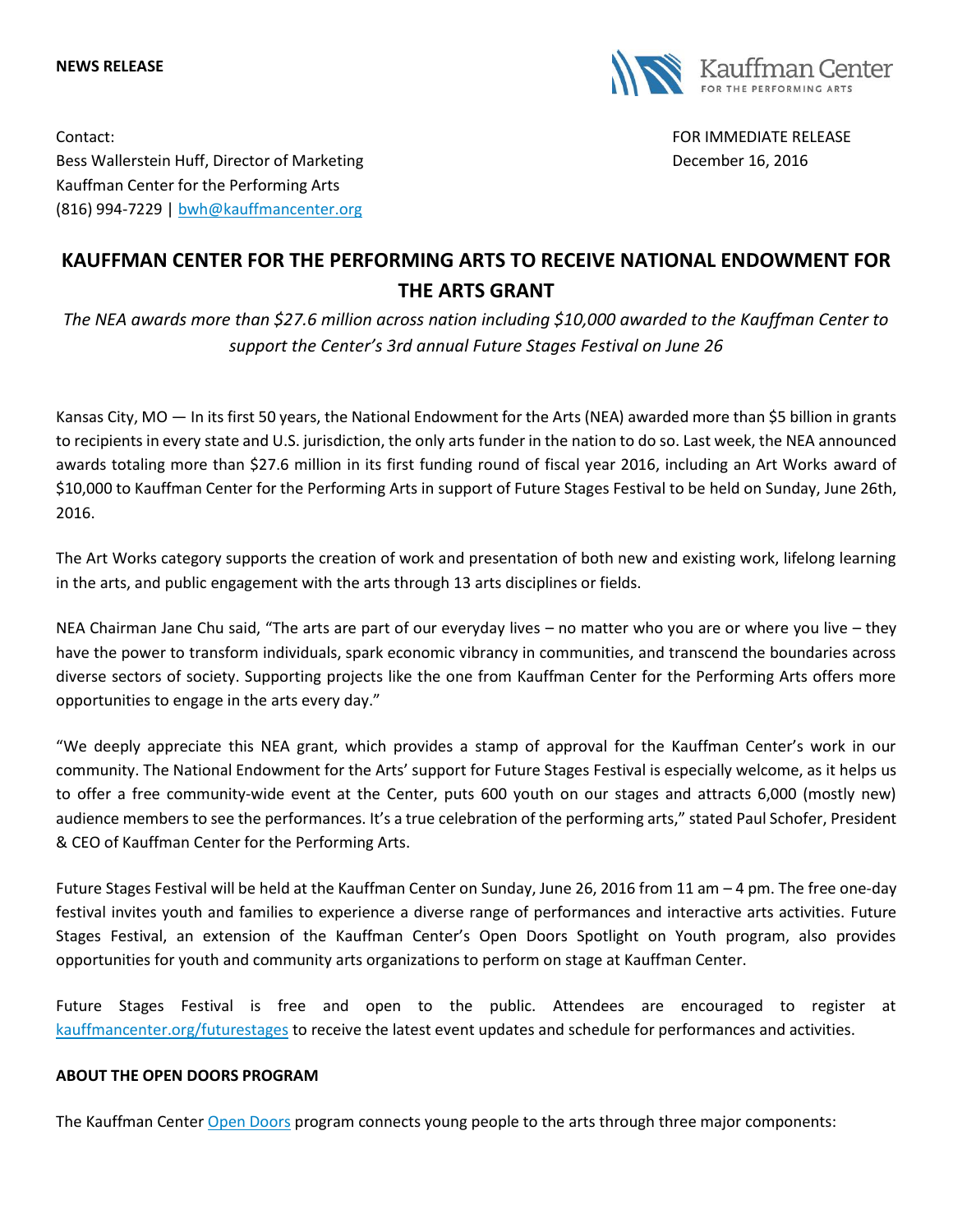**NEWS RELEASE**

Kauffman Center
FOR THE PERFORMING ARTS

Contact:
Bess Wallerstein Huff, Director of Marketing
Kauffman Center for the Performing Arts
(816) 994-7229 | [bwh@kauffmancenter.org](mailto:bwh@kauffmancenter.org)

FOR IMMEDIATE RELEASE
December 16, 2016

# KAUFFMAN CENTER FOR THE PERFORMING ARTS TO RECEIVE NATIONAL ENDOWMENT FOR THE ARTS GRANT

*The NEA awards more than $27.6 million across nation including $10,000 awarded to the Kauffman Center to support the Center's 3rd annual Future Stages Festival on June 26*

Kansas City, MO — In its first 50 years, the National Endowment for the Arts (NEA) awarded more than $5 billion in grants to recipients in every state and U.S. jurisdiction, the only arts funder in the nation to do so. Last week, the NEA announced awards totaling more than $27.6 million in its first funding round of fiscal year 2016, including an Art Works award of $10,000 to Kauffman Center for the Performing Arts in support of Future Stages Festival to be held on Sunday, June 26th, 2016.

The Art Works category supports the creation of work and presentation of both new and existing work, lifelong learning in the arts, and public engagement with the arts through 13 arts disciplines or fields.

NEA Chairman Jane Chu said, "The arts are part of our everyday lives – no matter who you are or where you live – they have the power to transform individuals, spark economic vibrancy in communities, and transcend the boundaries across diverse sectors of society. Supporting projects like the one from Kauffman Center for the Performing Arts offers more opportunities to engage in the arts every day."

"We deeply appreciate this NEA grant, which provides a stamp of approval for the Kauffman Center's work in our community. The National Endowment for the Arts' support for Future Stages Festival is especially welcome, as it helps us to offer a free community-wide event at the Center, puts 600 youth on our stages and attracts 6,000 (mostly new) audience members to see the performances. It's a true celebration of the performing arts," stated Paul Schofer, President & CEO of Kauffman Center for the Performing Arts.

Future Stages Festival will be held at the Kauffman Center on Sunday, June 26, 2016 from 11 am – 4 pm. The free one-day festival invites youth and families to experience a diverse range of performances and interactive arts activities. Future Stages Festival, an extension of the Kauffman Center's Open Doors Spotlight on Youth program, also provides opportunities for youth and community arts organizations to perform on stage at Kauffman Center.

Future Stages Festival is free and open to the public. Attendees are encouraged to register at [kauffmancenter.org/futurestages](kauffmancenter.org/futurestages) to receive the latest event updates and schedule for performances and activities.

## ABOUT THE OPEN DOORS PROGRAM

The Kauffman Center [Open Doors](Open Doors) program connects young people to the arts through three major components: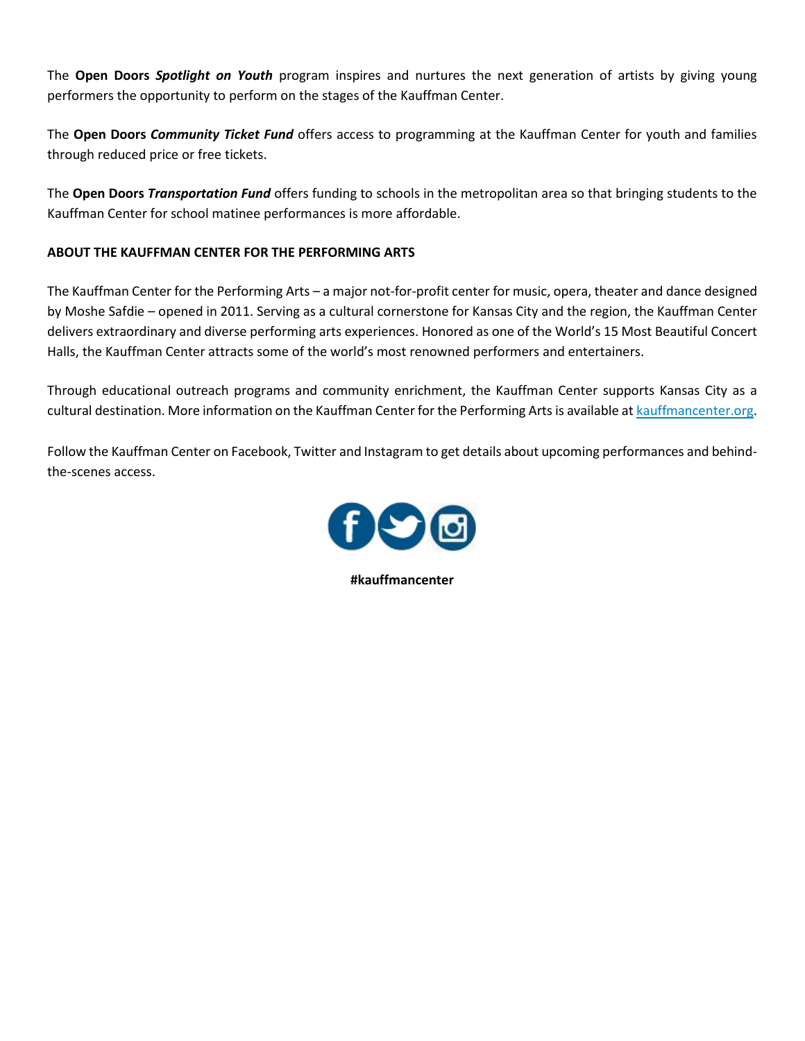The **Open Doors *Spotlight on Youth*** program inspires and nurtures the next generation of artists by giving young performers the opportunity to perform on the stages of the Kauffman Center.

The **Open Doors *Community Ticket Fund*** offers access to programming at the Kauffman Center for youth and families through reduced price or free tickets.

The **Open Doors *Transportation Fund*** offers funding to schools in the metropolitan area so that bringing students to the Kauffman Center for school matinee performances is more affordable.

**ABOUT THE KAUFFMAN CENTER FOR THE PERFORMING ARTS**

The Kauffman Center for the Performing Arts – a major not-for-profit center for music, opera, theater and dance designed by Moshe Safdie – opened in 2011. Serving as a cultural cornerstone for Kansas City and the region, the Kauffman Center delivers extraordinary and diverse performing arts experiences. Honored as one of the World's 15 Most Beautiful Concert Halls, the Kauffman Center attracts some of the world's most renowned performers and entertainers.

Through educational outreach programs and community enrichment, the Kauffman Center supports Kansas City as a cultural destination. More information on the Kauffman Center for the Performing Arts is available at [kauffmancenter.org](http://kauffmancenter.org).

Follow the Kauffman Center on Facebook, Twitter and Instagram to get details about upcoming performances and behind-the-scenes access.

**#kauffmancenter**